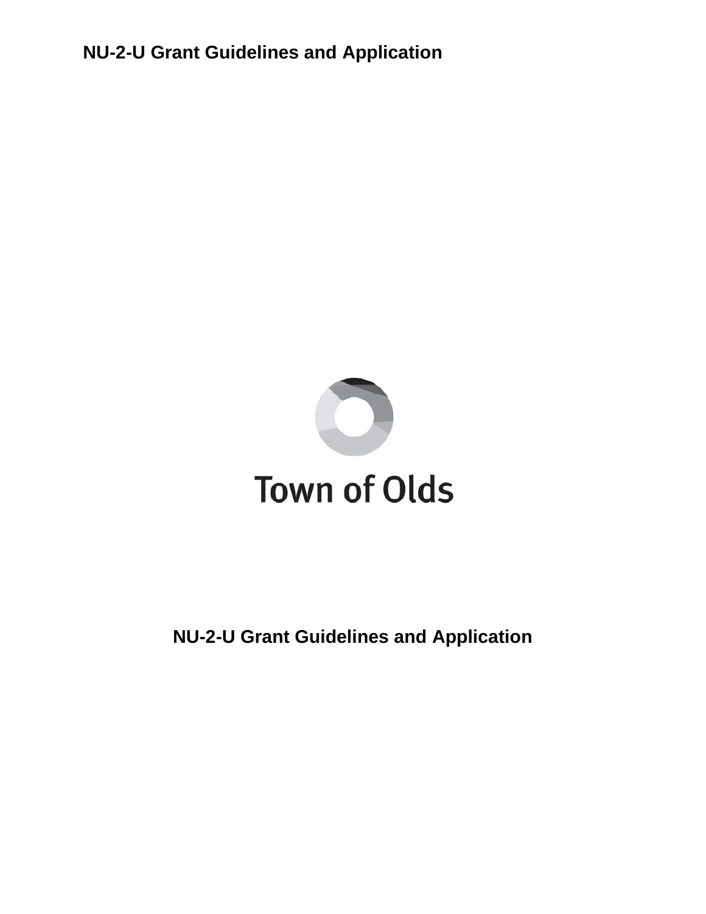# NU-2-U Grant Guidelines and Application

Town of Olds

## NU-2-U Grant Guidelines and Application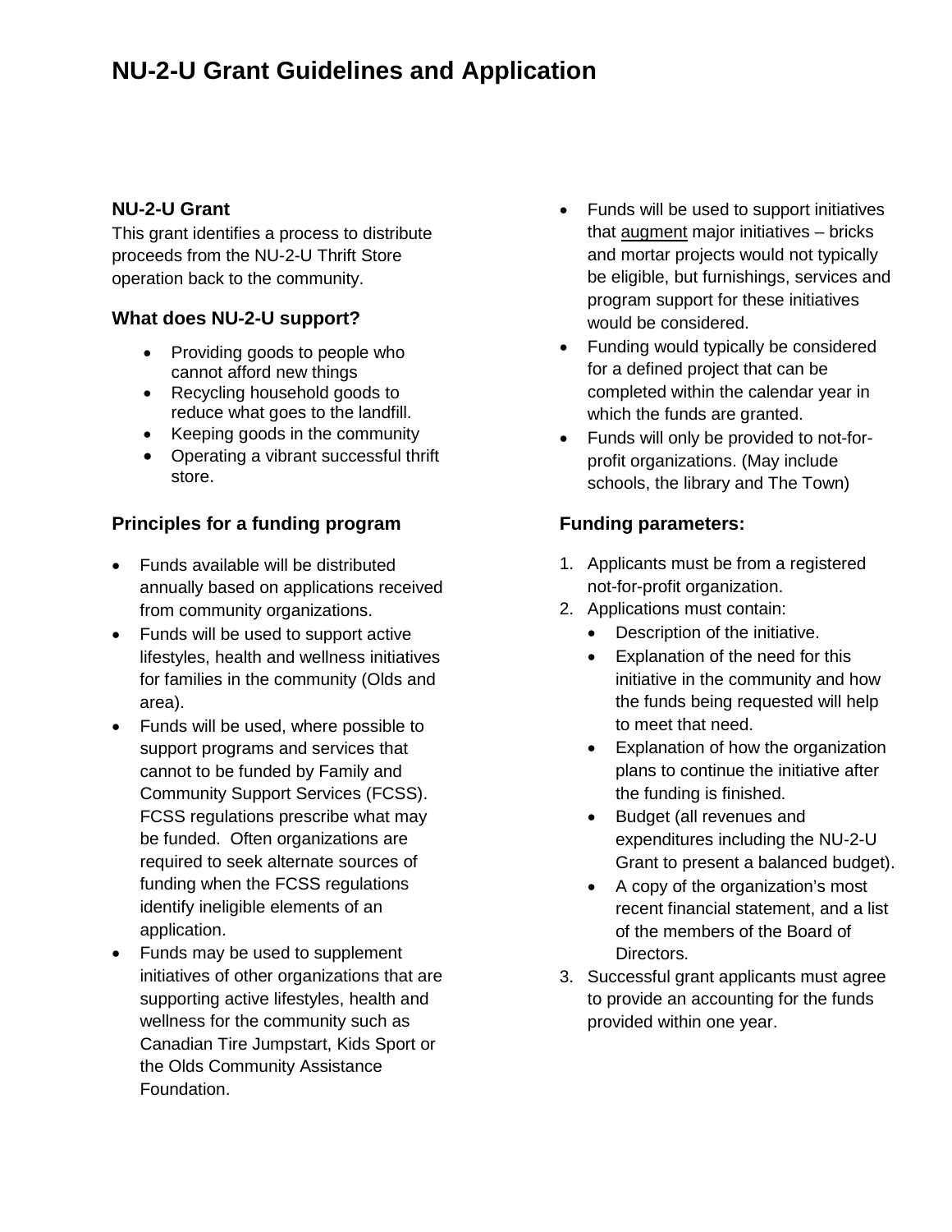# NU-2-U Grant Guidelines and Application

### NU-2-U Grant

This grant identifies a process to distribute proceeds from the NU-2-U Thrift Store operation back to the community.

### What does NU-2-U support?

- Providing goods to people who cannot afford new things
- Recycling household goods to reduce what goes to the landfill.
- Keeping goods in the community
- Operating a vibrant successful thrift store.

### Principles for a funding program

- Funds available will be distributed annually based on applications received from community organizations.
- Funds will be used to support active lifestyles, health and wellness initiatives for families in the community (Olds and area).
- Funds will be used, where possible to support programs and services that cannot to be funded by Family and Community Support Services (FCSS). FCSS regulations prescribe what may be funded. Often organizations are required to seek alternate sources of funding when the FCSS regulations identify ineligible elements of an application.
- Funds may be used to supplement initiatives of other organizations that are supporting active lifestyles, health and wellness for the community such as Canadian Tire Jumpstart, Kids Sport or the Olds Community Assistance Foundation.
- Funds will be used to support initiatives that <u>augment</u> major initiatives – bricks and mortar projects would not typically be eligible, but furnishings, services and program support for these initiatives would be considered.
- Funding would typically be considered for a defined project that can be completed within the calendar year in which the funds are granted.
- Funds will only be provided to not-for-profit organizations. (May include schools, the library and The Town)

### Funding parameters:

1. Applicants must be from a registered not-for-profit organization.
2. Applications must contain:
   - Description of the initiative.
   - Explanation of the need for this initiative in the community and how the funds being requested will help to meet that need.
   - Explanation of how the organization plans to continue the initiative after the funding is finished.
   - Budget (all revenues and expenditures including the NU-2-U Grant to present a balanced budget).
   - A copy of the organization's most recent financial statement, and a list of the members of the Board of Directors.
3. Successful grant applicants must agree to provide an accounting for the funds provided within one year.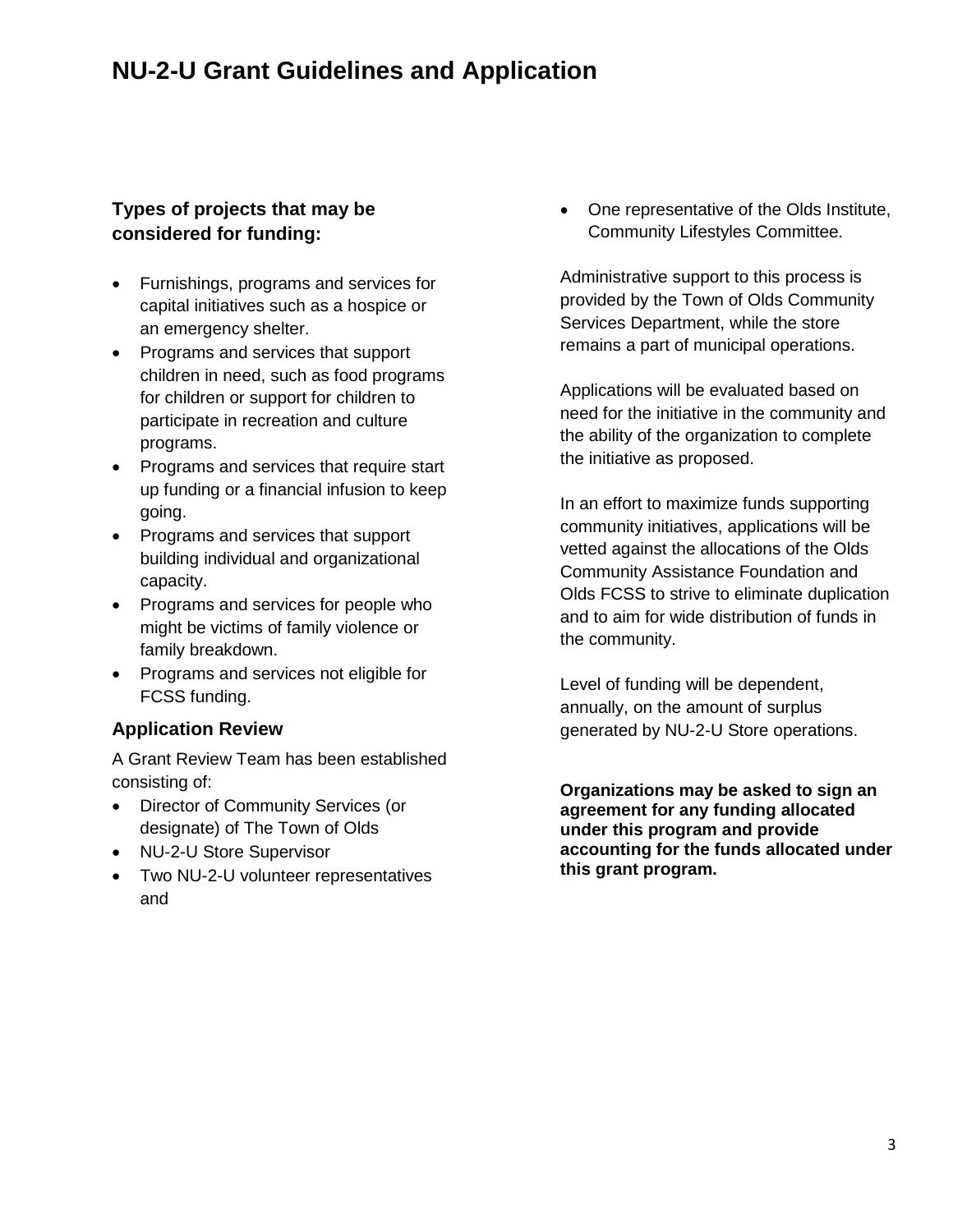# NU-2-U Grant Guidelines and Application

### Types of projects that may be considered for funding:

- Furnishings, programs and services for capital initiatives such as a hospice or an emergency shelter.
- Programs and services that support children in need, such as food programs for children or support for children to participate in recreation and culture programs.
- Programs and services that require start up funding or a financial infusion to keep going.
- Programs and services that support building individual and organizational capacity.
- Programs and services for people who might be victims of family violence or family breakdown.
- Programs and services not eligible for FCSS funding.

### Application Review

A Grant Review Team has been established consisting of:

- Director of Community Services (or designate) of The Town of Olds
- NU-2-U Store Supervisor
- Two NU-2-U volunteer representatives and
- One representative of the Olds Institute, Community Lifestyles Committee.

Administrative support to this process is provided by the Town of Olds Community Services Department, while the store remains a part of municipal operations.

Applications will be evaluated based on need for the initiative in the community and the ability of the organization to complete the initiative as proposed.

In an effort to maximize funds supporting community initiatives, applications will be vetted against the allocations of the Olds Community Assistance Foundation and Olds FCSS to strive to eliminate duplication and to aim for wide distribution of funds in the community.

Level of funding will be dependent, annually, on the amount of surplus generated by NU-2-U Store operations.

**Organizations may be asked to sign an agreement for any funding allocated under this program and provide accounting for the funds allocated under this grant program.**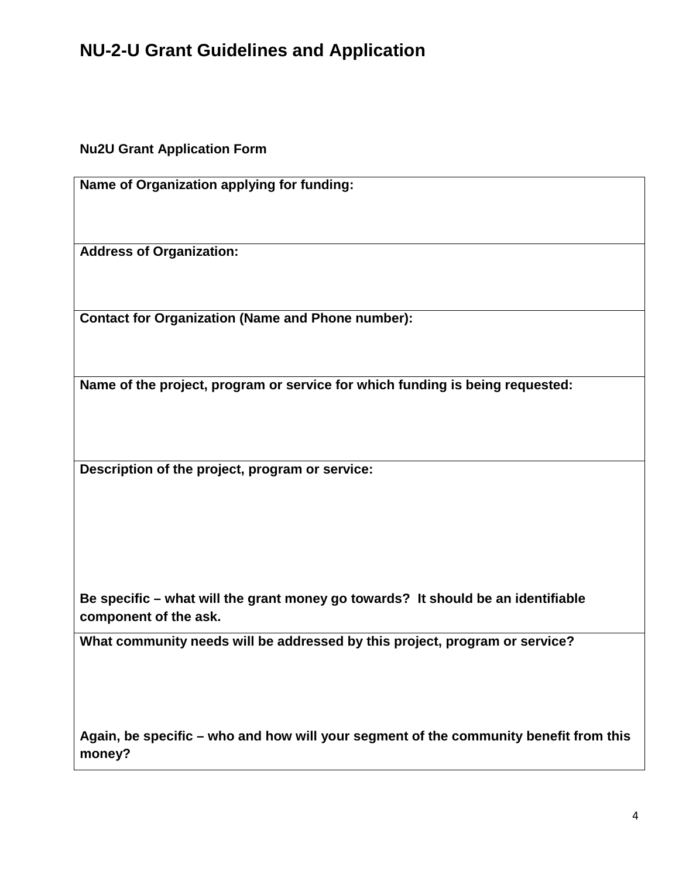# NU-2-U Grant Guidelines and Application

**Nu2U Grant Application Form**

| **Name of Organization applying for funding:** |
|---|
| **Address of Organization:** |
| **Contact for Organization (Name and Phone number):** |
| **Name of the project, program or service for which funding is being requested:** |
| **Description of the project, program or service:**<br><br>**Be specific – what will the grant money go towards? It should be an identifiable component of the ask.** |
| **What community needs will be addressed by this project, program or service?**<br><br>**Again, be specific – who and how will your segment of the community benefit from this money?** |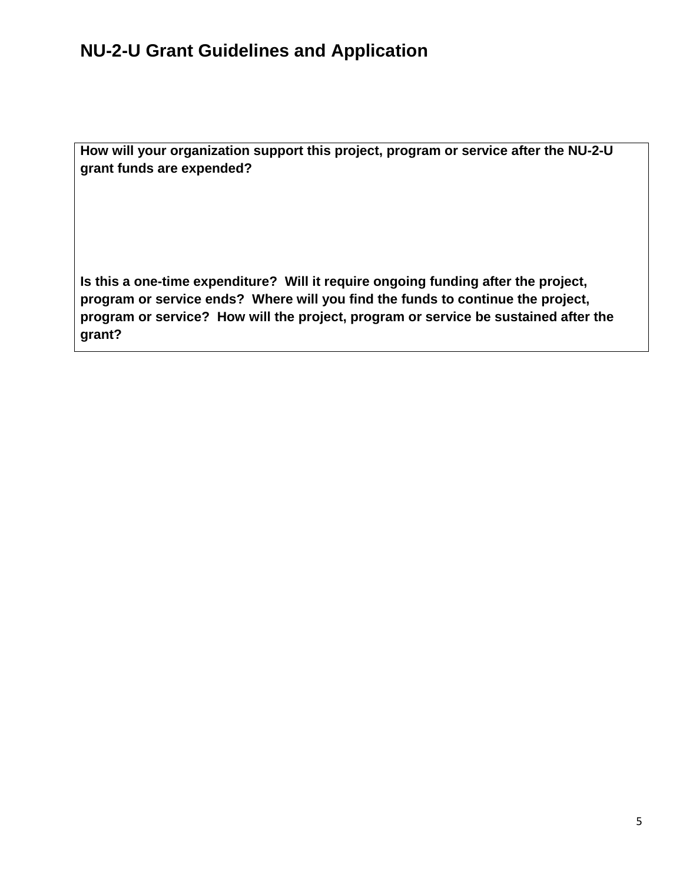**How will your organization support this project, program or service after the NU-2-U grant funds are expended?**

**Is this a one-time expenditure? Will it require ongoing funding after the project, program or service ends? Where will you find the funds to continue the project, program or service? How will the project, program or service be sustained after the grant?**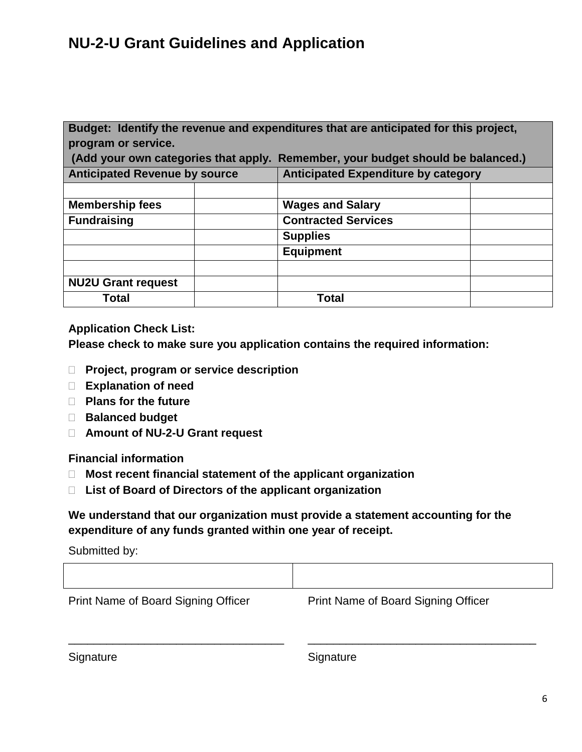# NU-2-U Grant Guidelines and Application

| | | | |
|---|---|---|---|
| **Budget: Identify the revenue and expenditures that are anticipated for this project, program or service. (Add your own categories that apply. Remember, your budget should be balanced.)** | | | |
| **Anticipated Revenue by source** | | **Anticipated Expenditure by category** | |
| | | | |
| **Membership fees** | | **Wages and Salary** | |
| **Fundraising** | | **Contracted Services** | |
| | | **Supplies** | |
| | | **Equipment** | |
| | | | |
| **NU2U Grant request** | | | |
| **Total** | | **Total** | |

**Application Check List:**
**Please check to make sure you application contains the required information:**

- ☐ **Project, program or service description**
- ☐ **Explanation of need**
- ☐ **Plans for the future**
- ☐ **Balanced budget**
- ☐ **Amount of NU-2-U Grant request**

**Financial information**
- ☐ **Most recent financial statement of the applicant organization**
- ☐ **List of Board of Directors of the applicant organization**

**We understand that our organization must provide a statement accounting for the expenditure of any funds granted within one year of receipt.**

Submitted by:

| | |
|---|---|
| | |
| Print Name of Board Signing Officer | Print Name of Board Signing Officer |

\_\_\_\_\_\_\_\_\_\_\_\_\_\_\_\_\_\_\_\_\_\_\_\_\_\_\_\_\_\_\_\_\_\_ \_\_\_\_\_\_\_\_\_\_\_\_\_\_\_\_\_\_\_\_\_\_\_\_\_\_\_\_\_\_\_\_\_\_

Signature Signature